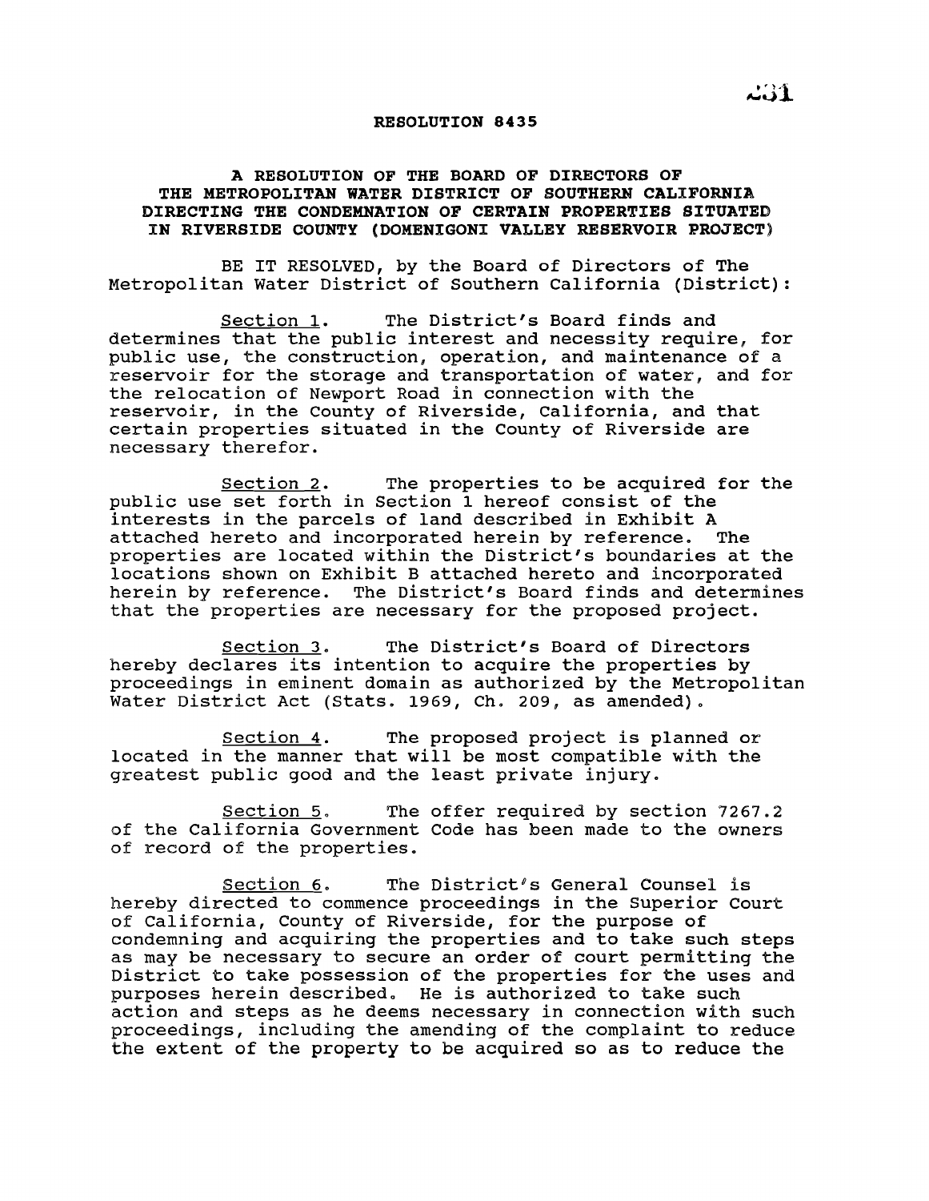# RESOLUTION 8435

## A RESOLUTION OF THE BOARD OF DIRECTORS OF THE METROPOLITAN WATER DISTRICT OF SOUTHERN CALIFORNIA DIRECTING THE CONDEMNATION OF CERTAIN PROPERTIES SITUATED IN RIVERSIDE COUNTY (DOMENIGONI VALLEY RESERVOIR PROJECT)

BE IT RESOLVED, by the Board of Directors of The Metropolitan Water District of Southern California (District):

Section 1. The District's Board finds and determines that the public interest and necessity require, for public use, the construction, operation, and maintenance of a reservoir for the storage and transportation of water, and for the relocation of Newport Road in connection with the reservoir, in the County of Riverside, California, and that certain properties situated in the County of Riverside are necessary therefor.

Section 2. The properties to be acquired for the public use set forth in Section 1 hereof consist of the interests in the parcels of land described in Exhibit A attached hereto and incorporated herein by reference. The properties are located within the District's boundaries at the locations shown on Exhibit B attached hereto and incorporated herein by reference. The District's Board finds and determines that the properties are necessary for the proposed project.

Section 3. The District's Board of Directors hereby declares its intention to acquire the properties by proceedings in eminent domain as authorized by the Metropolitan Water District Act (Stats. 1969, Ch. 209, as amended).

Section 4. The proposed project is planned or located in the manner that will be most compatible with the greatest public good and the least private injury.

Section 5. The offer required by section 7267.2 of the California Government Code has been made to the owners of record of the properties.

Section 6. The District's General Counsel is hereby directed to commence proceedings in the Superior Court of California, County of Riverside, for the purpose of condemning and acquiring the properties and to take such steps as may be necessary to secure an order of court permitting the District to take possession of the properties for the uses and purposes herein described. He is authorized to take such action and steps as he deems necessary in connection with such proceedings, including the amending of the complaint to reduce the extent of the property to be acquired so as to reduce the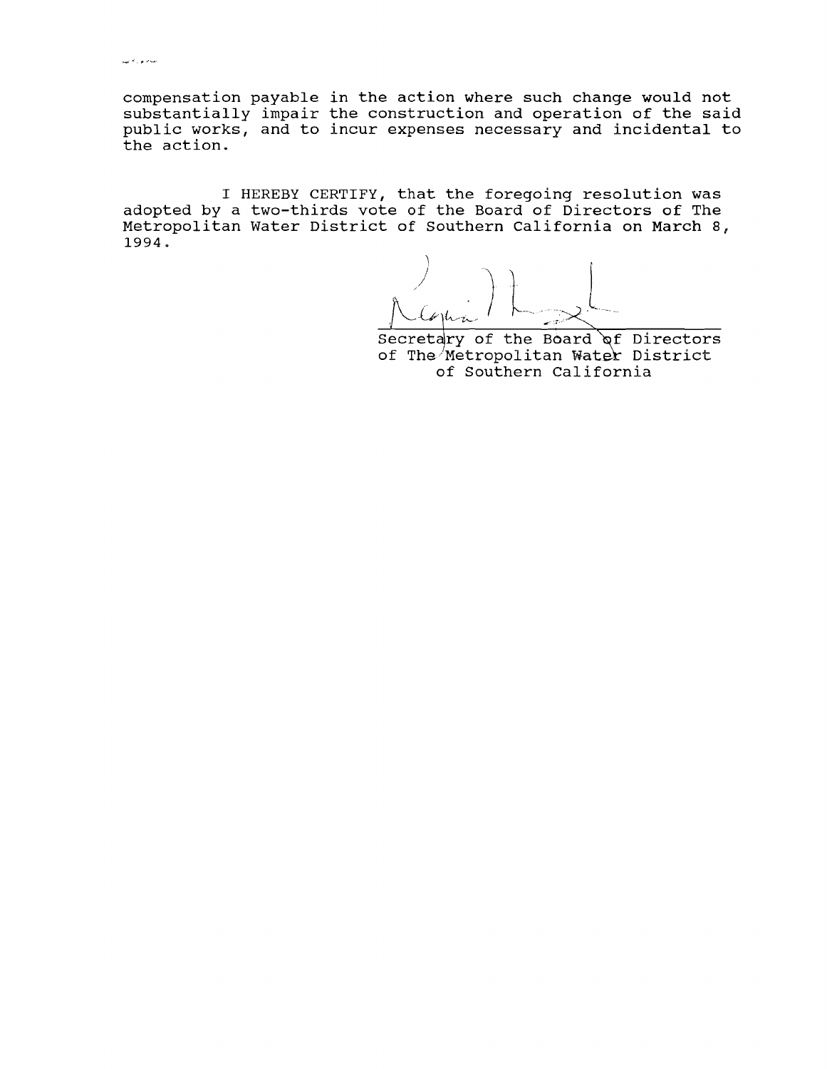compensation payable in the action where such change would not substantially impair the construction and operation of the said public works, and to incur expenses necessary and incidental to the action.

I HEREBY CERTIFY, that the foregoing resolution was adopted by a two-thirds vote of the Board of Directors of The Metropolitan Water District of Southern California on March 8, 1994.

Secretary of the Board of Directors
of The Metropolitan Water District
of Southern California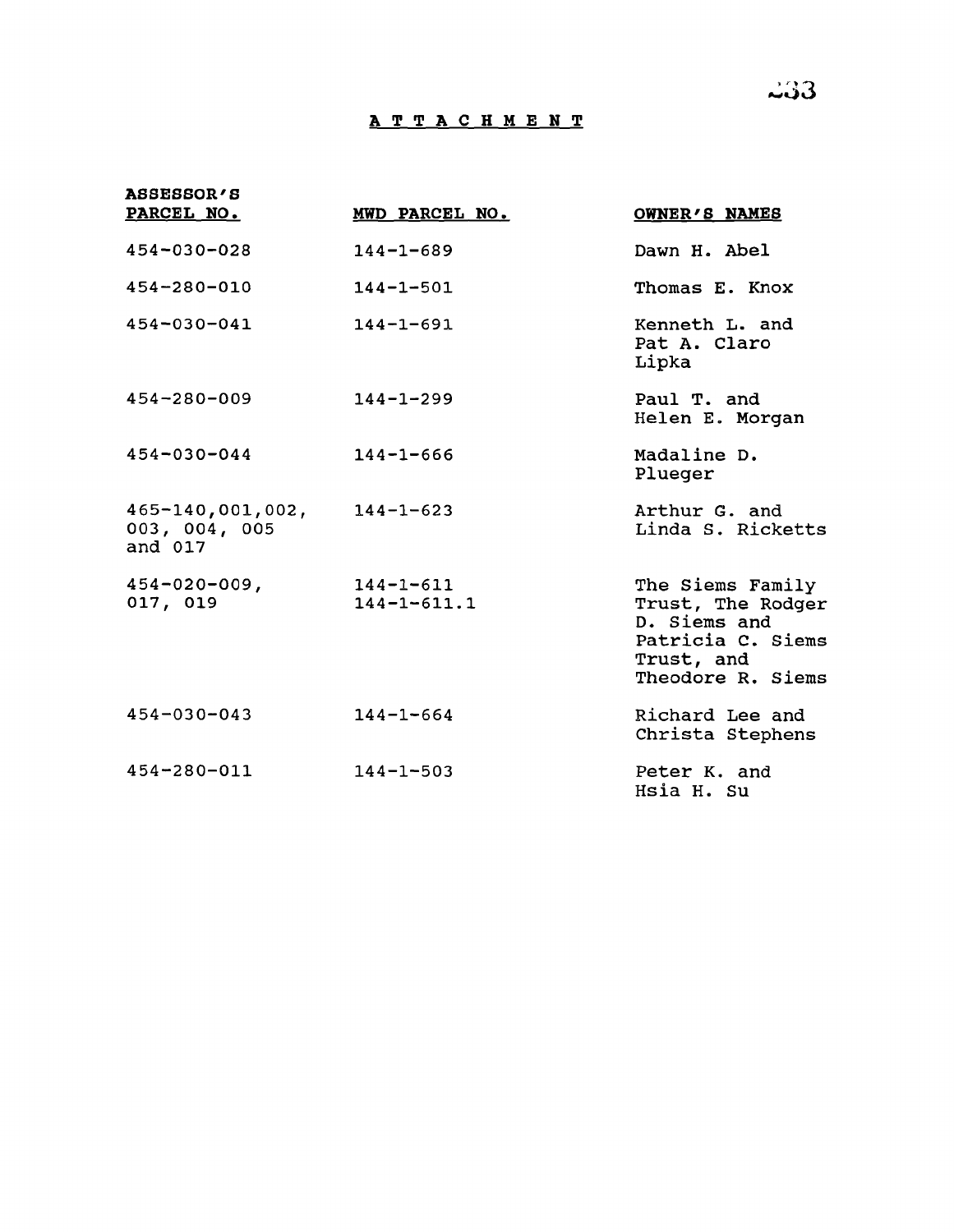## ATTACHMENT

| ASSESSOR'S PARCEL NO. | MWD PARCEL NO. | OWNER'S NAMES |
|---|---|---|
| 454-030-028 | 144-1-689 | Dawn H. Abel |
| 454-280-010 | 144-1-501 | Thomas E. Knox |
| 454-030-041 | 144-1-691 | Kenneth L. and Pat A. Claro Lipka |
| 454-280-009 | 144-1-299 | Paul T. and Helen E. Morgan |
| 454-030-044 | 144-1-666 | Madaline D. Plueger |
| 465-140,001,002, 003, 004, 005 and 017 | 144-1-623 | Arthur G. and Linda S. Ricketts |
| 454-020-009, 017, 019 | 144-1-611 144-1-611.1 | The Siems Family Trust, The Rodger D. Siems and Patricia C. Siems Trust, and Theodore R. Siems |
| 454-030-043 | 144-1-664 | Richard Lee and Christa Stephens |
| 454-280-011 | 144-1-503 | Peter K. and Hsia H. Su |